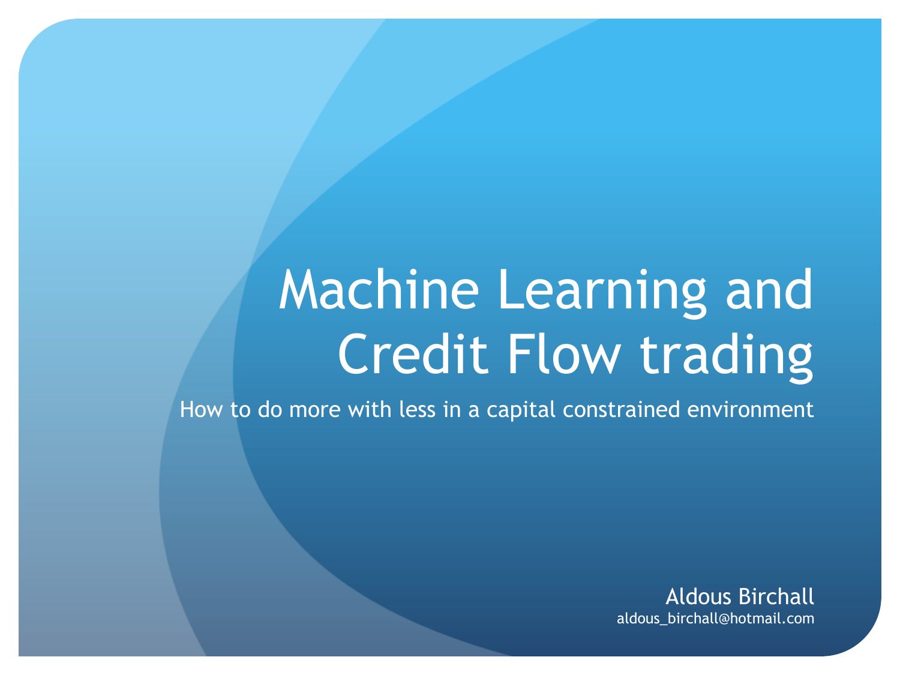# Machine Learning and Credit Flow trading

How to do more with less in a capital constrained environment

Aldous Birchall
aldous_birchall@hotmail.com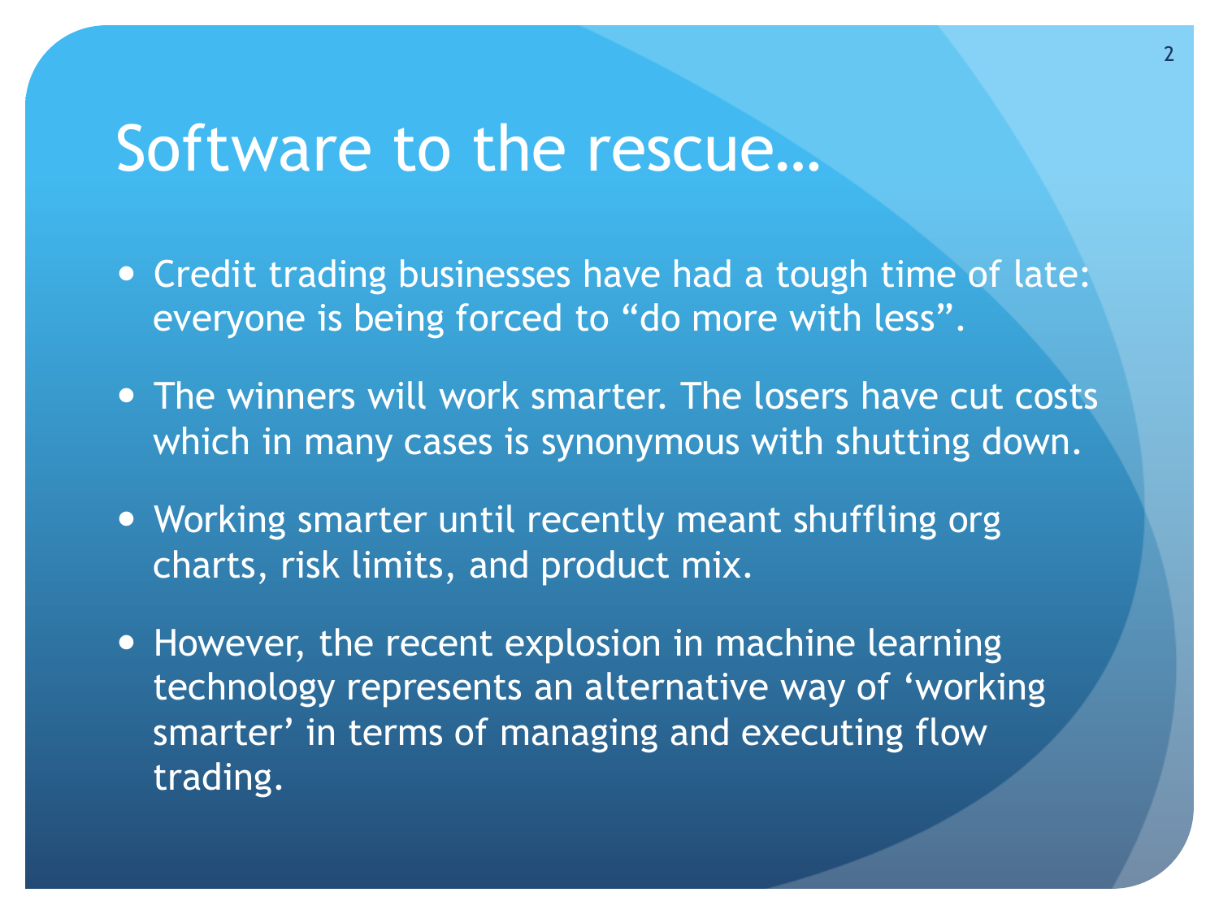# Software to the rescue…

- Credit trading businesses have had a tough time of late: everyone is being forced to "do more with less".
- The winners will work smarter. The losers have cut costs which in many cases is synonymous with shutting down.
- Working smarter until recently meant shuffling org charts, risk limits, and product mix.
- However, the recent explosion in machine learning technology represents an alternative way of 'working smarter' in terms of managing and executing flow trading.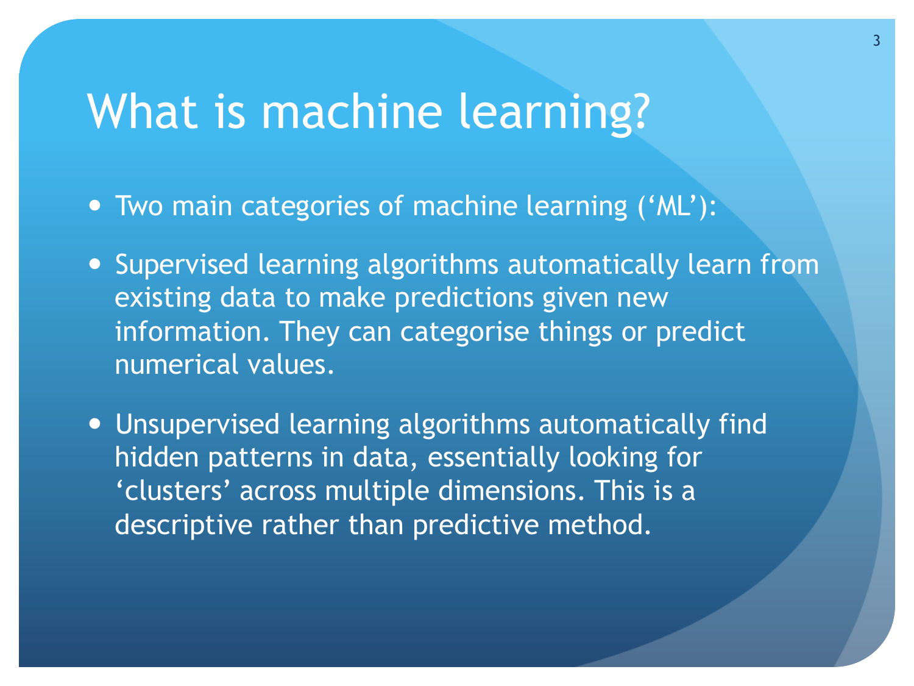# What is machine learning?

- Two main categories of machine learning ('ML'):
- Supervised learning algorithms automatically learn from existing data to make predictions given new information. They can categorise things or predict numerical values.
- Unsupervised learning algorithms automatically find hidden patterns in data, essentially looking for 'clusters' across multiple dimensions. This is a descriptive rather than predictive method.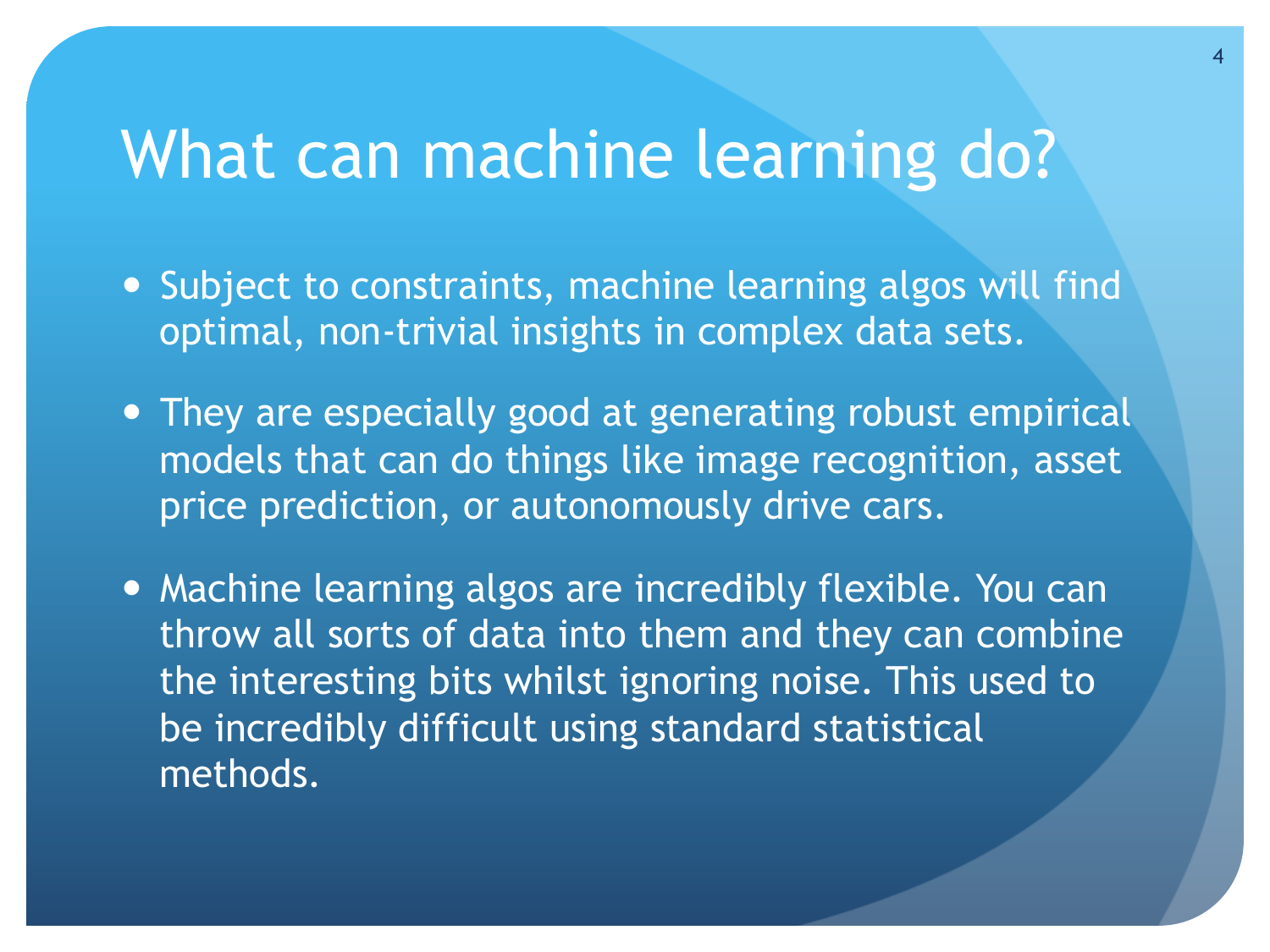# What can machine learning do?

- Subject to constraints, machine learning algos will find optimal, non-trivial insights in complex data sets.
- They are especially good at generating robust empirical models that can do things like image recognition, asset price prediction, or autonomously drive cars.
- Machine learning algos are incredibly flexible. You can throw all sorts of data into them and they can combine the interesting bits whilst ignoring noise. This used to be incredibly difficult using standard statistical methods.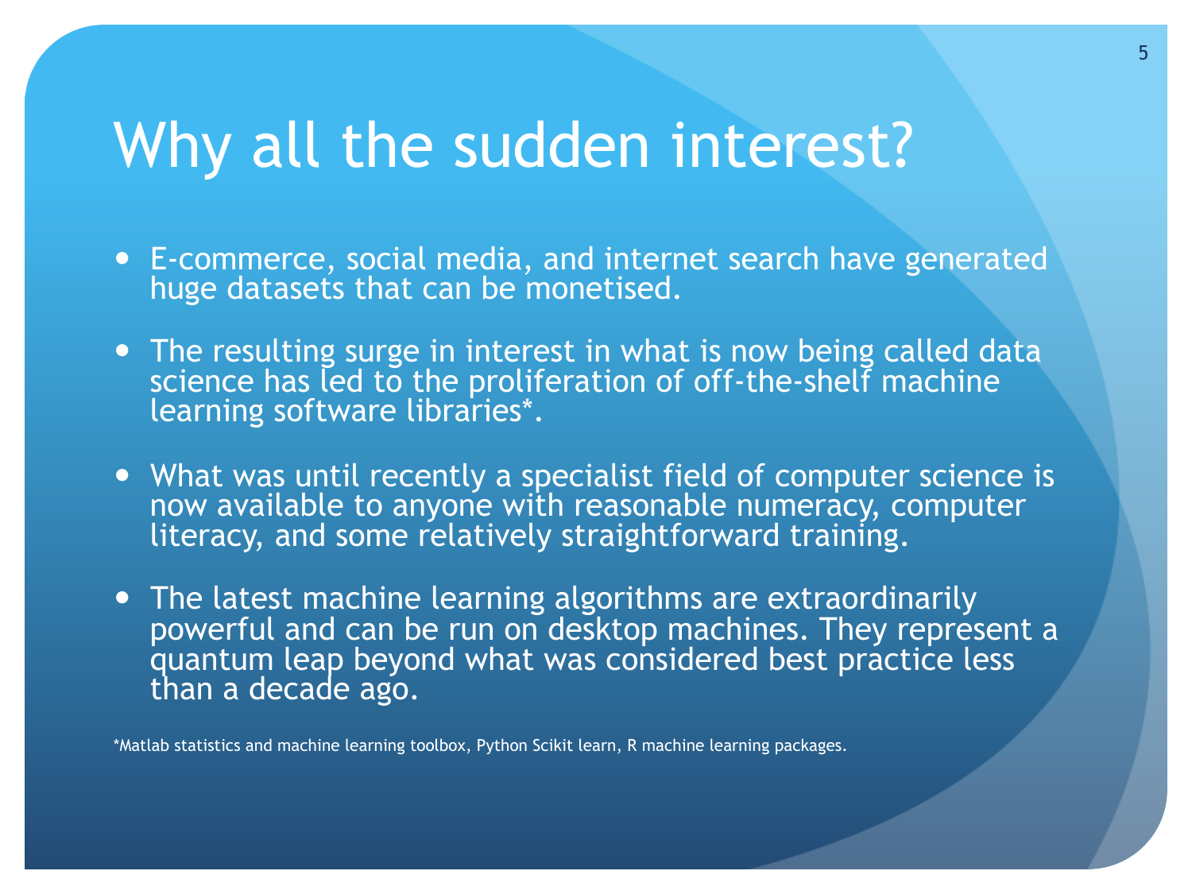# Why all the sudden interest?

- E-commerce, social media, and internet search have generated huge datasets that can be monetised.
- The resulting surge in interest in what is now being called data science has led to the proliferation of off-the-shelf machine learning software libraries*.
- What was until recently a specialist field of computer science is now available to anyone with reasonable numeracy, computer literacy, and some relatively straightforward training.
- The latest machine learning algorithms are extraordinarily powerful and can be run on desktop machines. They represent a quantum leap beyond what was considered best practice less than a decade ago.

*Matlab statistics and machine learning toolbox, Python Scikit learn, R machine learning packages.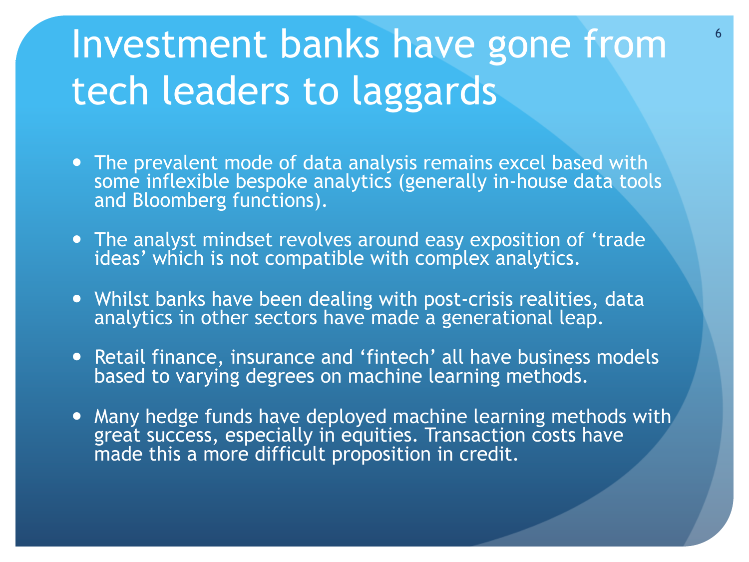# Investment banks have gone from tech leaders to laggards

- The prevalent mode of data analysis remains excel based with some inflexible bespoke analytics (generally in-house data tools and Bloomberg functions).
- The analyst mindset revolves around easy exposition of 'trade ideas' which is not compatible with complex analytics.
- Whilst banks have been dealing with post-crisis realities, data analytics in other sectors have made a generational leap.
- Retail finance, insurance and 'fintech' all have business models based to varying degrees on machine learning methods.
- Many hedge funds have deployed machine learning methods with great success, especially in equities. Transaction costs have made this a more difficult proposition in credit.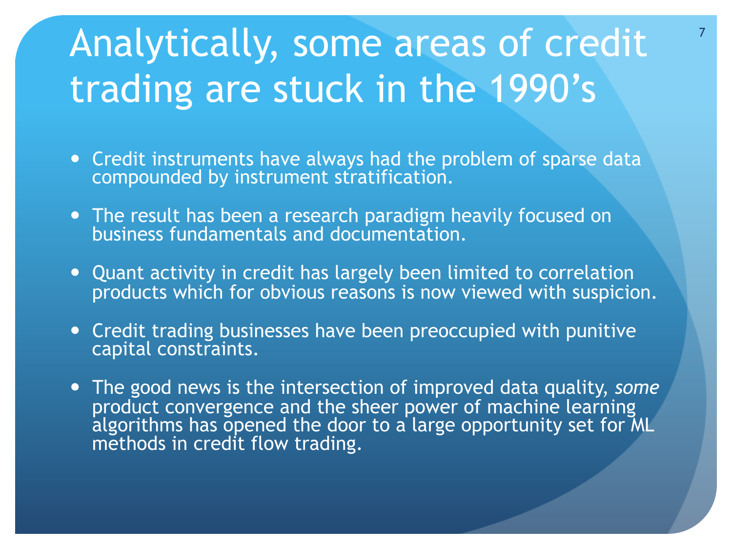# Analytically, some areas of credit trading are stuck in the 1990's

- Credit instruments have always had the problem of sparse data compounded by instrument stratification.
- The result has been a research paradigm heavily focused on business fundamentals and documentation.
- Quant activity in credit has largely been limited to correlation products which for obvious reasons is now viewed with suspicion.
- Credit trading businesses have been preoccupied with punitive capital constraints.
- The good news is the intersection of improved data quality, *some* product convergence and the sheer power of machine learning algorithms has opened the door to a large opportunity set for ML methods in credit flow trading.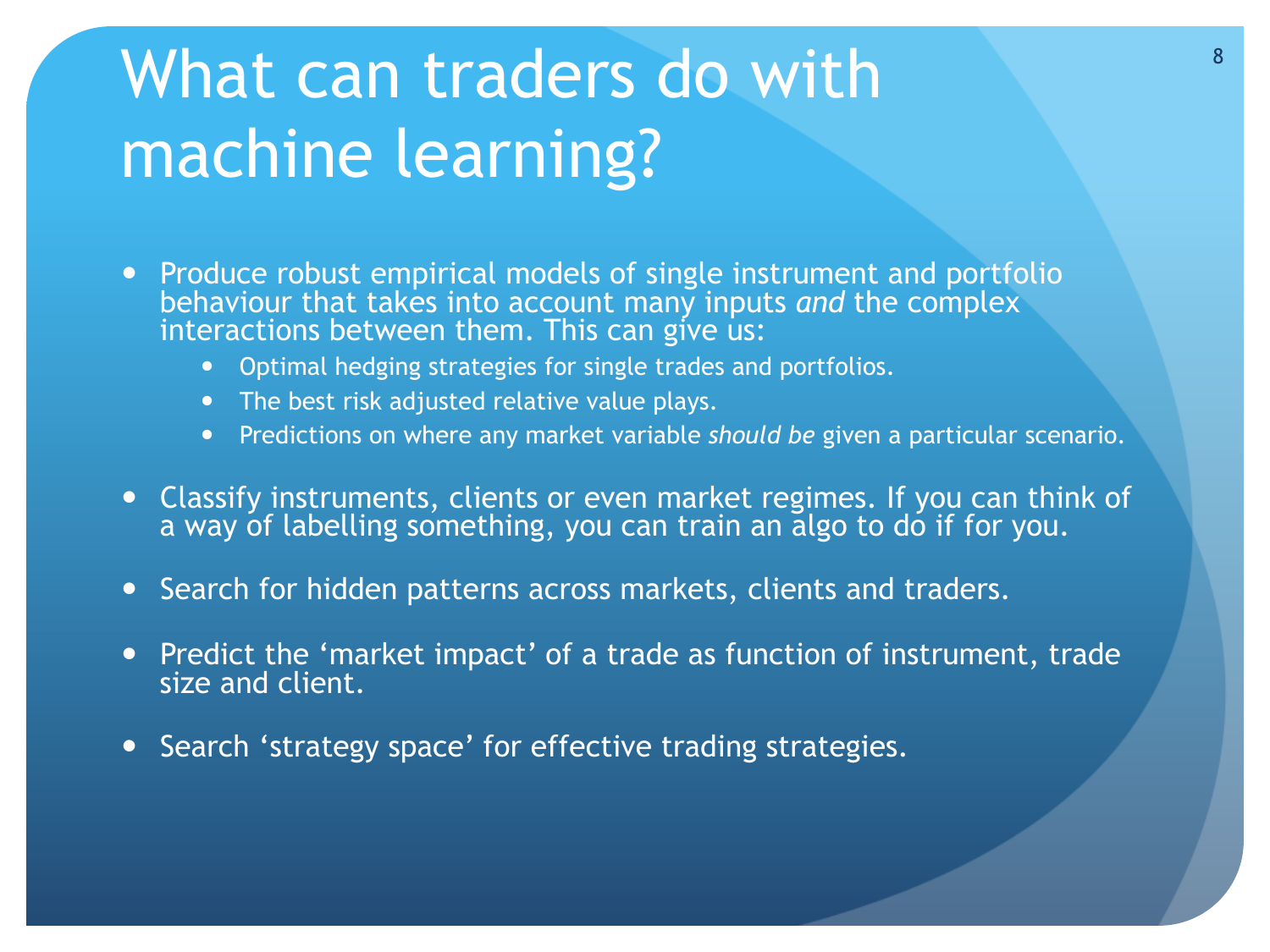# What can traders do with machine learning?

- Produce robust empirical models of single instrument and portfolio behaviour that takes into account many inputs *and* the complex interactions between them. This can give us:
  - Optimal hedging strategies for single trades and portfolios.
  - The best risk adjusted relative value plays.
  - Predictions on where any market variable *should be* given a particular scenario.
- Classify instruments, clients or even market regimes. If you can think of a way of labelling something, you can train an algo to do if for you.
- Search for hidden patterns across markets, clients and traders.
- Predict the 'market impact' of a trade as function of instrument, trade size and client.
- Search 'strategy space' for effective trading strategies.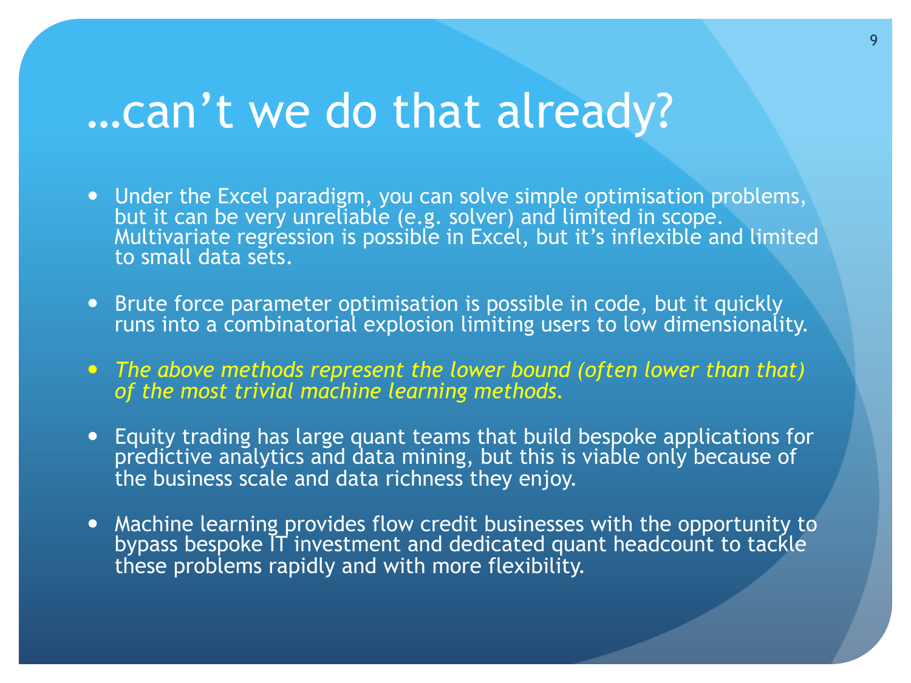# …can’t we do that already?

- Under the Excel paradigm, you can solve simple optimisation problems, but it can be very unreliable (e.g. solver) and limited in scope. Multivariate regression is possible in Excel, but it’s inflexible and limited to small data sets.

- Brute force parameter optimisation is possible in code, but it quickly runs into a combinatorial explosion limiting users to low dimensionality.

- *The above methods represent the lower bound (often lower than that) of the most trivial machine learning methods.*

- Equity trading has large quant teams that build bespoke applications for predictive analytics and data mining, but this is viable only because of the business scale and data richness they enjoy.

- Machine learning provides flow credit businesses with the opportunity to bypass bespoke IT investment and dedicated quant headcount to tackle these problems rapidly and with more flexibility.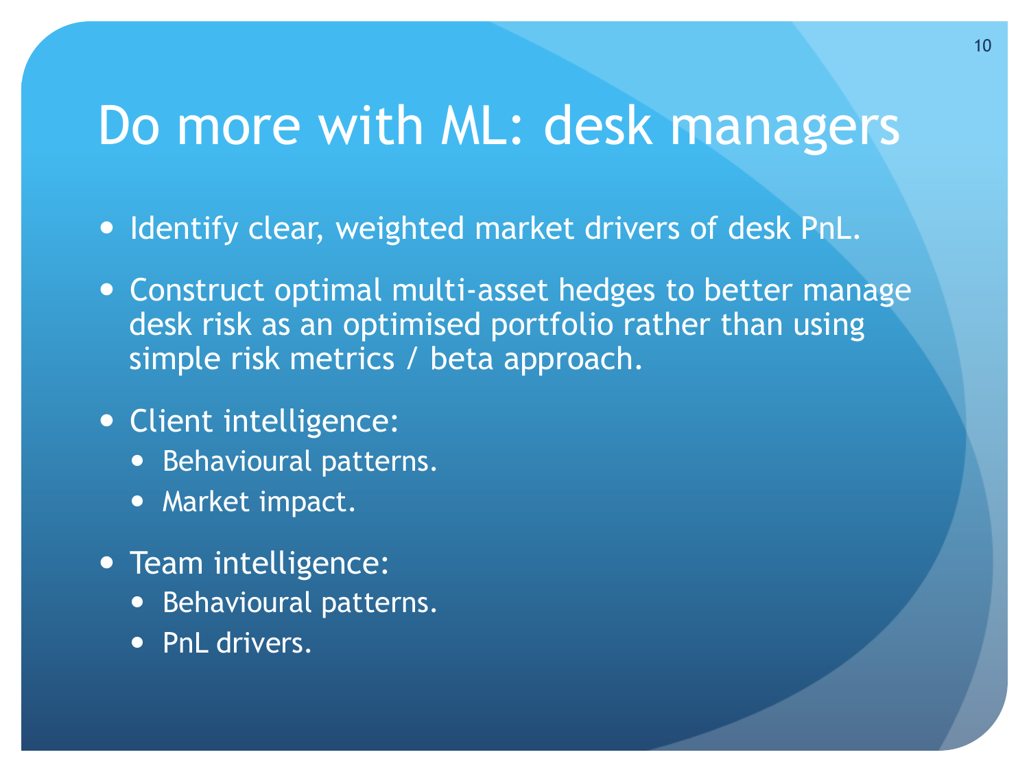# Do more with ML: desk managers

- Identify clear, weighted market drivers of desk PnL.
- Construct optimal multi-asset hedges to better manage desk risk as an optimised portfolio rather than using simple risk metrics / beta approach.
- Client intelligence:
  - Behavioural patterns.
  - Market impact.
- Team intelligence:
  - Behavioural patterns.
  - PnL drivers.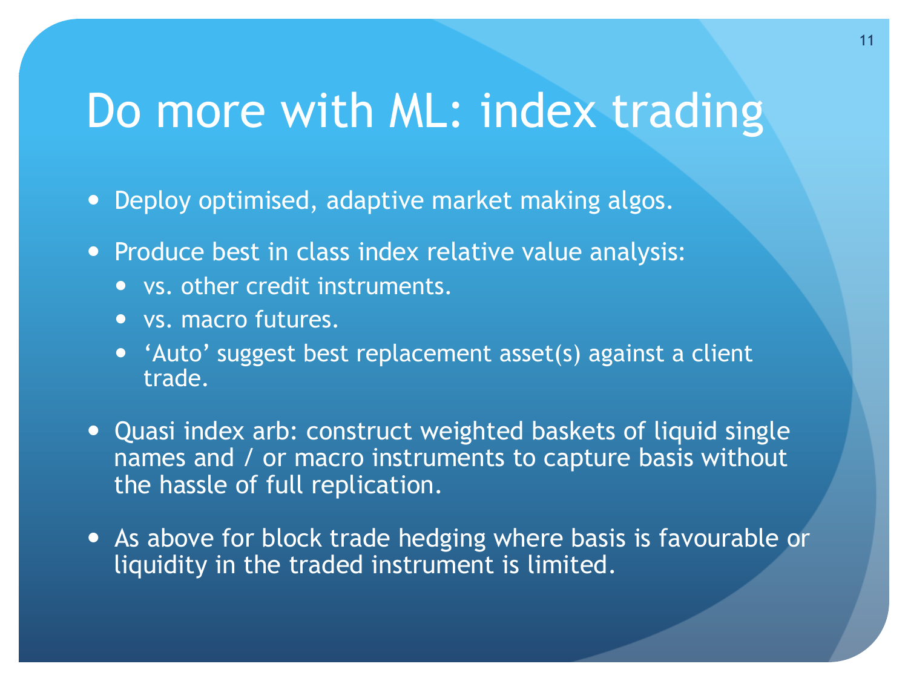# Do more with ML: index trading

- Deploy optimised, adaptive market making algos.
- Produce best in class index relative value analysis:
  - vs. other credit instruments.
  - vs. macro futures.
  - 'Auto' suggest best replacement asset(s) against a client trade.
- Quasi index arb: construct weighted baskets of liquid single names and / or macro instruments to capture basis without the hassle of full replication.
- As above for block trade hedging where basis is favourable or liquidity in the traded instrument is limited.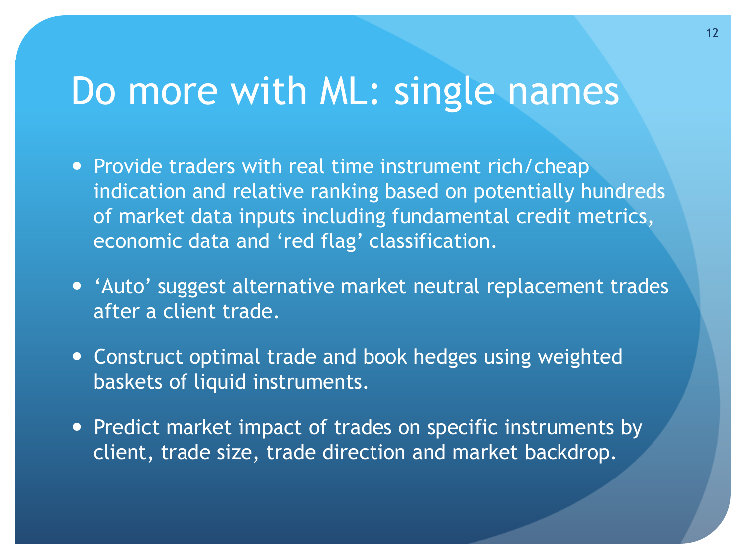# Do more with ML: single names

- Provide traders with real time instrument rich/cheap indication and relative ranking based on potentially hundreds of market data inputs including fundamental credit metrics, economic data and ‘red flag’ classification.

- ‘Auto’ suggest alternative market neutral replacement trades after a client trade.

- Construct optimal trade and book hedges using weighted baskets of liquid instruments.

- Predict market impact of trades on specific instruments by client, trade size, trade direction and market backdrop.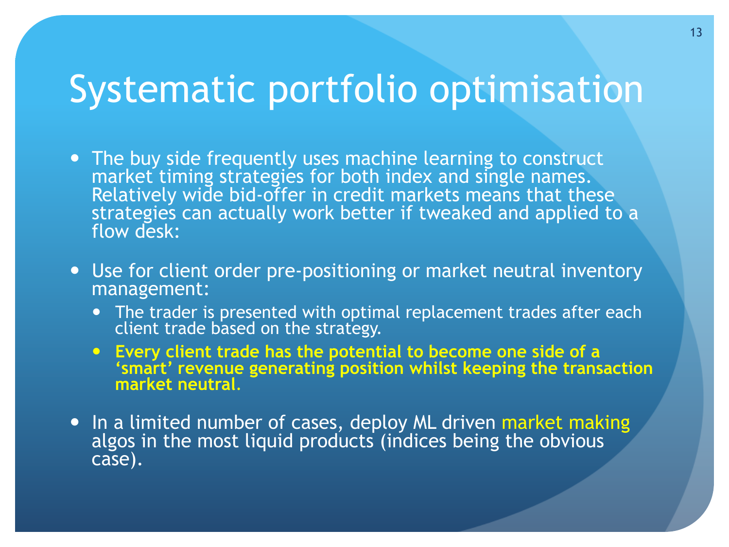# Systematic portfolio optimisation

- The buy side frequently uses machine learning to construct market timing strategies for both index and single names. Relatively wide bid-offer in credit markets means that these strategies can actually work better if tweaked and applied to a flow desk:

- Use for client order pre-positioning or market neutral inventory management:
  - The trader is presented with optimal replacement trades after each client trade based on the strategy.
  - **Every client trade has the potential to become one side of a 'smart' revenue generating position whilst keeping the transaction market neutral.**

- In a limited number of cases, deploy ML driven market making algos in the most liquid products (indices being the obvious case).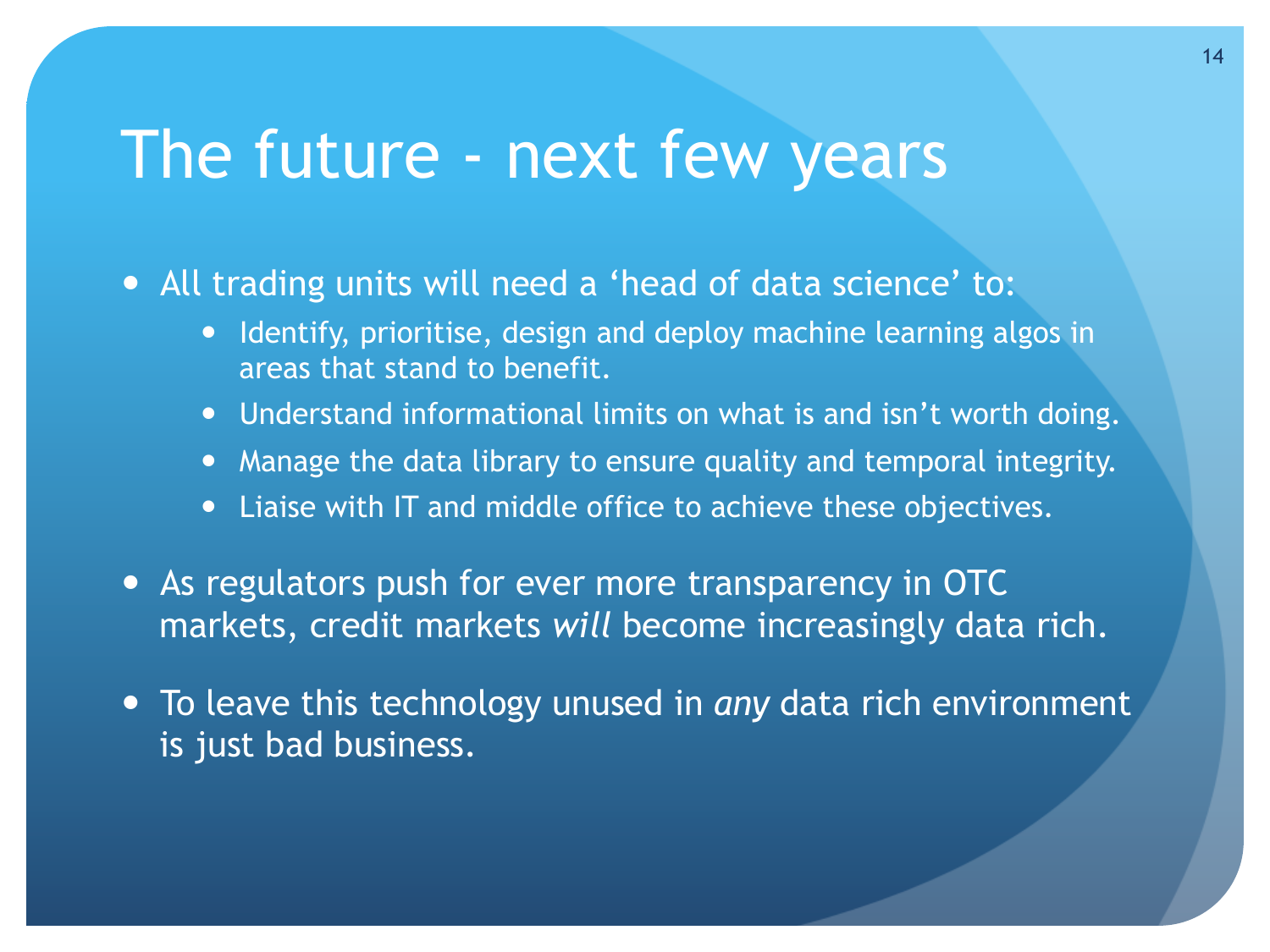# The future - next few years

- All trading units will need a ‘head of data science’ to:
  - Identify, prioritise, design and deploy machine learning algos in areas that stand to benefit.
  - Understand informational limits on what is and isn’t worth doing.
  - Manage the data library to ensure quality and temporal integrity.
  - Liaise with IT and middle office to achieve these objectives.
- As regulators push for ever more transparency in OTC markets, credit markets *will* become increasingly data rich.
- To leave this technology unused in *any* data rich environment is just bad business.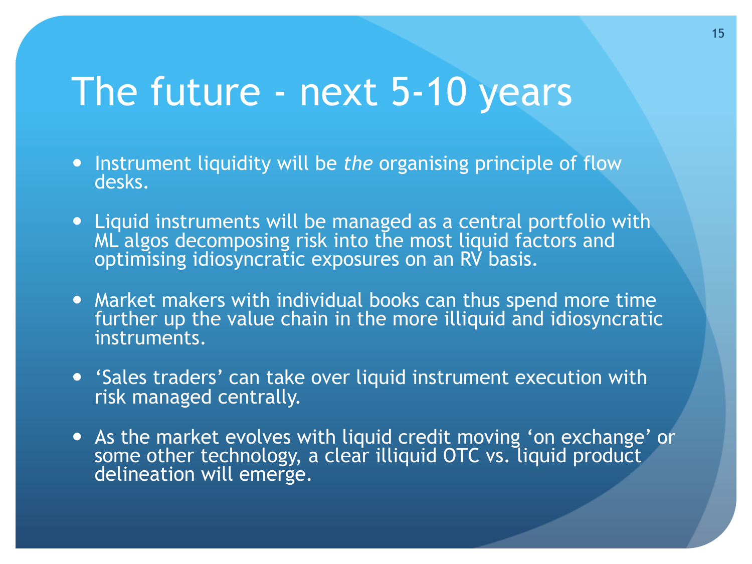# The future - next 5-10 years

- Instrument liquidity will be *the* organising principle of flow desks.
- Liquid instruments will be managed as a central portfolio with ML algos decomposing risk into the most liquid factors and optimising idiosyncratic exposures on an RV basis.
- Market makers with individual books can thus spend more time further up the value chain in the more illiquid and idiosyncratic instruments.
- 'Sales traders' can take over liquid instrument execution with risk managed centrally.
- As the market evolves with liquid credit moving 'on exchange' or some other technology, a clear illiquid OTC vs. liquid product delineation will emerge.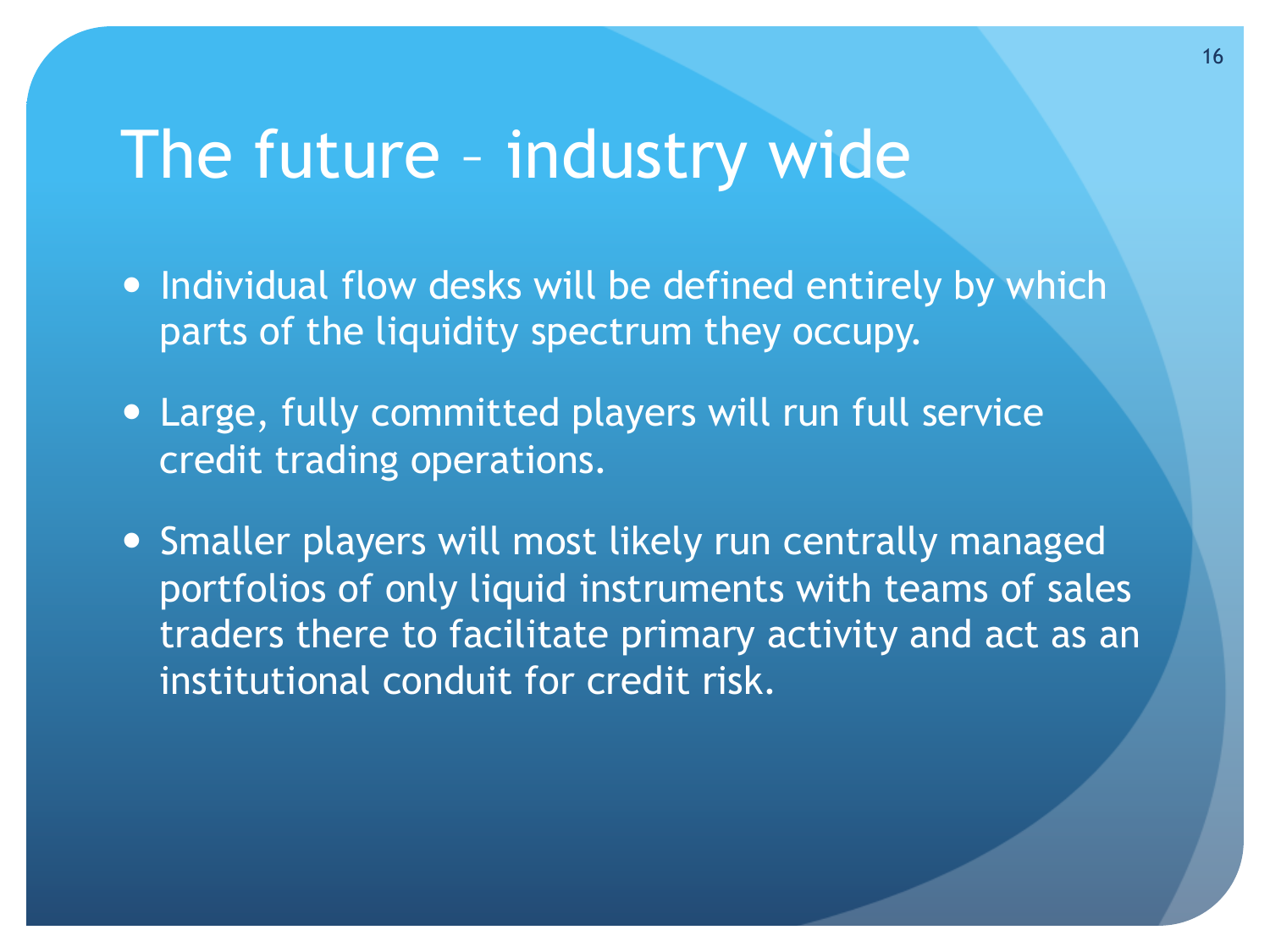# The future – industry wide

- Individual flow desks will be defined entirely by which parts of the liquidity spectrum they occupy.
- Large, fully committed players will run full service credit trading operations.
- Smaller players will most likely run centrally managed portfolios of only liquid instruments with teams of sales traders there to facilitate primary activity and act as an institutional conduit for credit risk.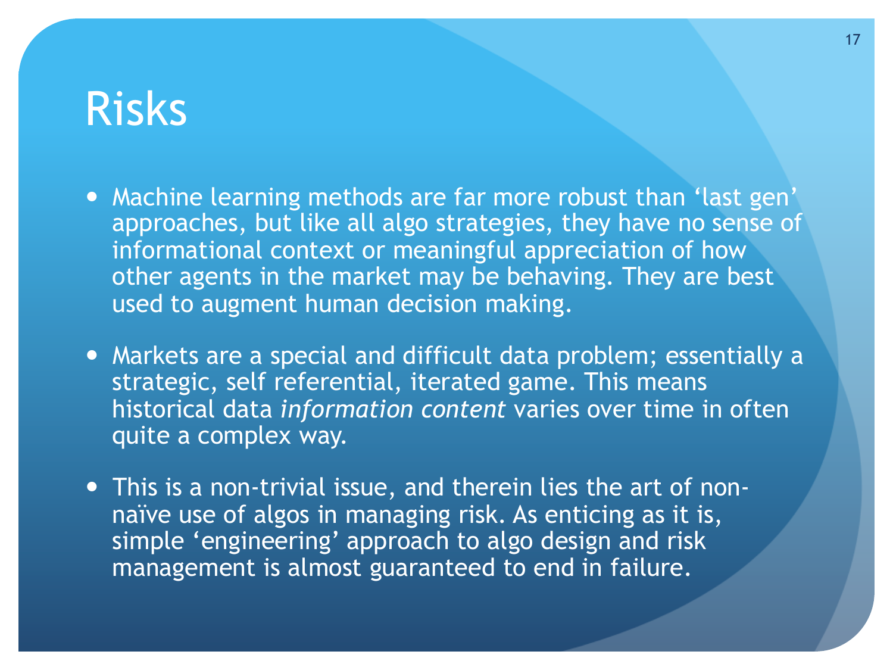# Risks

- Machine learning methods are far more robust than 'last gen' approaches, but like all algo strategies, they have no sense of informational context or meaningful appreciation of how other agents in the market may be behaving. They are best used to augment human decision making.
- Markets are a special and difficult data problem; essentially a strategic, self referential, iterated game. This means historical data *information content* varies over time in often quite a complex way.
- This is a non-trivial issue, and therein lies the art of non-naïve use of algos in managing risk. As enticing as it is, simple 'engineering' approach to algo design and risk management is almost guaranteed to end in failure.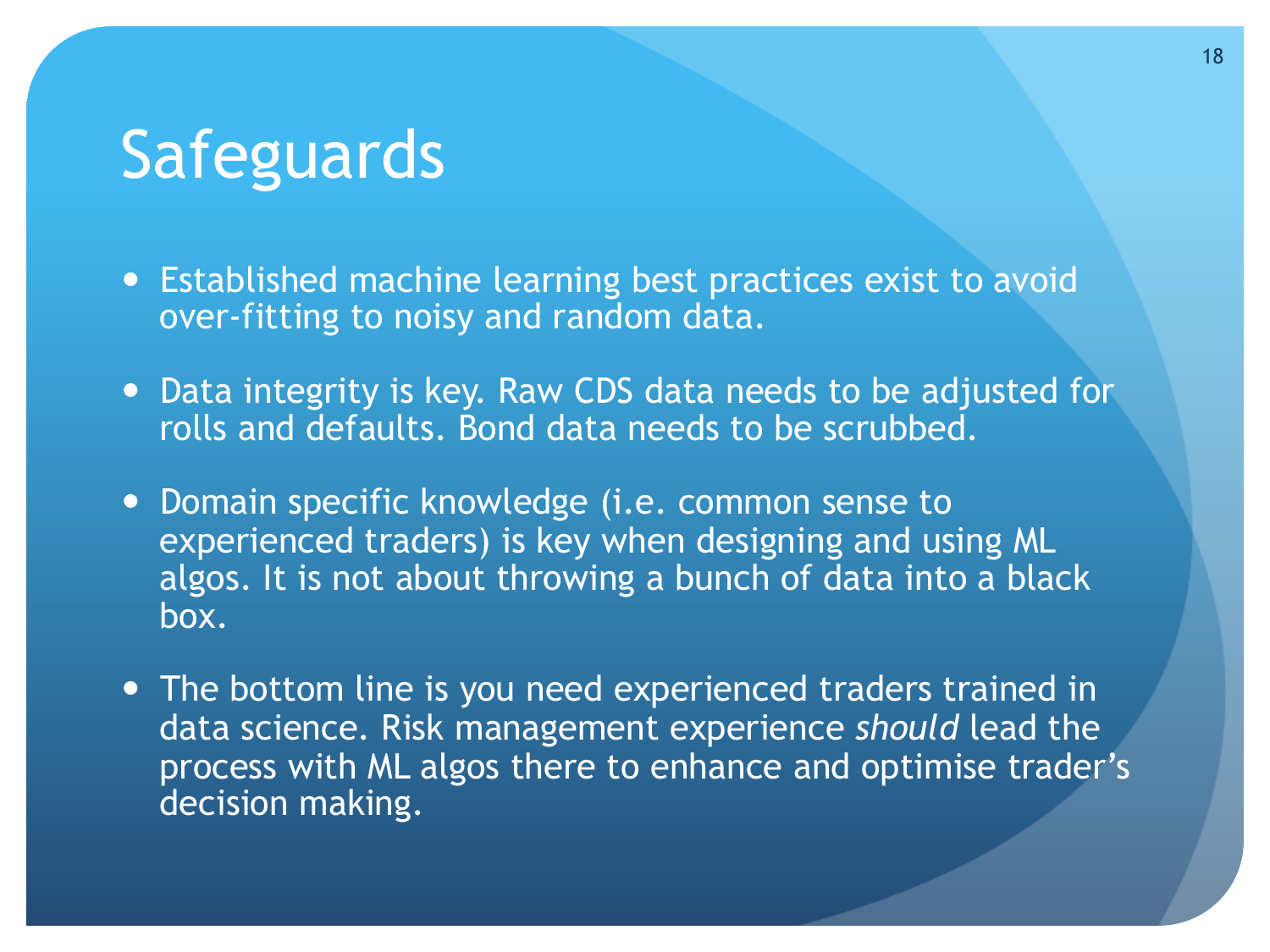# Safeguards

- Established machine learning best practices exist to avoid over-fitting to noisy and random data.
- Data integrity is key. Raw CDS data needs to be adjusted for rolls and defaults. Bond data needs to be scrubbed.
- Domain specific knowledge (i.e. common sense to experienced traders) is key when designing and using ML algos. It is not about throwing a bunch of data into a black box.
- The bottom line is you need experienced traders trained in data science. Risk management experience *should* lead the process with ML algos there to enhance and optimise trader's decision making.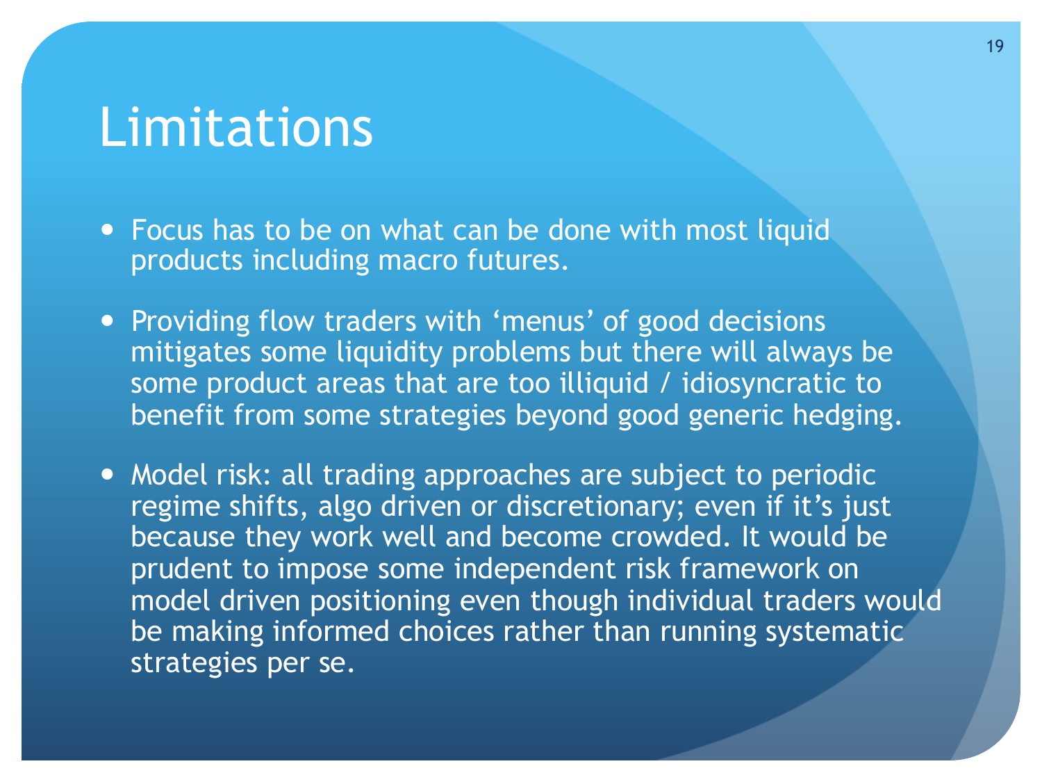# Limitations

- Focus has to be on what can be done with most liquid products including macro futures.
- Providing flow traders with 'menus' of good decisions mitigates some liquidity problems but there will always be some product areas that are too illiquid / idiosyncratic to benefit from some strategies beyond good generic hedging.
- Model risk: all trading approaches are subject to periodic regime shifts, algo driven or discretionary; even if it's just because they work well and become crowded. It would be prudent to impose some independent risk framework on model driven positioning even though individual traders would be making informed choices rather than running systematic strategies per se.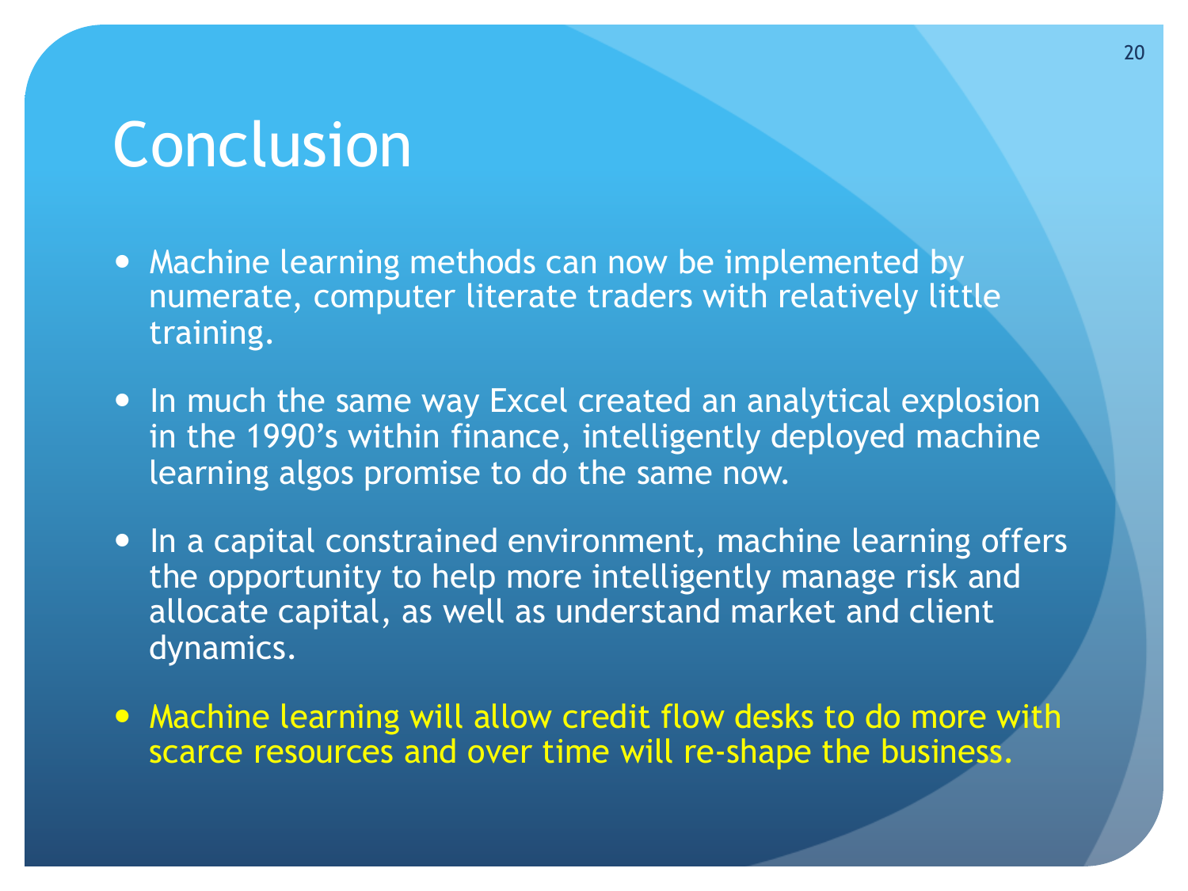# Conclusion

- Machine learning methods can now be implemented by numerate, computer literate traders with relatively little training.
- In much the same way Excel created an analytical explosion in the 1990's within finance, intelligently deployed machine learning algos promise to do the same now.
- In a capital constrained environment, machine learning offers the opportunity to help more intelligently manage risk and allocate capital, as well as understand market and client dynamics.
- Machine learning will allow credit flow desks to do more with scarce resources and over time will re-shape the business.